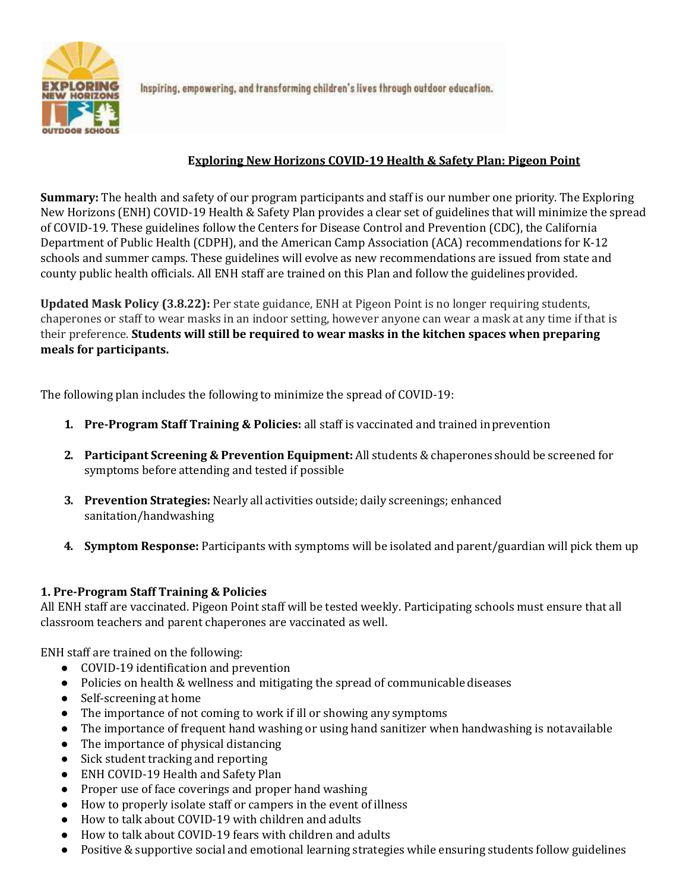Inspiring, empowering, and transforming children's lives through outdoor education.

## Exploring New Horizons COVID-19 Health & Safety Plan: Pigeon Point

**Summary:** The health and safety of our program participants and staff is our number one priority. The Exploring New Horizons (ENH) COVID-19 Health & Safety Plan provides a clear set of guidelines that will minimize the spread of COVID-19. These guidelines follow the Centers for Disease Control and Prevention (CDC), the California Department of Public Health (CDPH), and the American Camp Association (ACA) recommendations for K-12 schools and summer camps. These guidelines will evolve as new recommendations are issued from state and county public health officials. All ENH staff are trained on this Plan and follow the guidelines provided.

**Updated Mask Policy (3.8.22):** Per state guidance, ENH at Pigeon Point is no longer requiring students, chaperones or staff to wear masks in an indoor setting, however anyone can wear a mask at any time if that is their preference. **Students will still be required to wear masks in the kitchen spaces when preparing meals for participants.**

The following plan includes the following to minimize the spread of COVID-19:

1. **Pre-Program Staff Training & Policies:** all staff is vaccinated and trained in prevention
2. **Participant Screening & Prevention Equipment:** All students & chaperones should be screened for symptoms before attending and tested if possible
3. **Prevention Strategies:** Nearly all activities outside; daily screenings; enhanced sanitation/handwashing
4. **Symptom Response:** Participants with symptoms will be isolated and parent/guardian will pick them up

### 1. Pre-Program Staff Training & Policies

All ENH staff are vaccinated. Pigeon Point staff will be tested weekly. Participating schools must ensure that all classroom teachers and parent chaperones are vaccinated as well.

ENH staff are trained on the following:

- COVID-19 identification and prevention
- Policies on health & wellness and mitigating the spread of communicable diseases
- Self-screening at home
- The importance of not coming to work if ill or showing any symptoms
- The importance of frequent hand washing or using hand sanitizer when handwashing is not available
- The importance of physical distancing
- Sick student tracking and reporting
- ENH COVID-19 Health and Safety Plan
- Proper use of face coverings and proper hand washing
- How to properly isolate staff or campers in the event of illness
- How to talk about COVID-19 with children and adults
- How to talk about COVID-19 fears with children and adults
- Positive & supportive social and emotional learning strategies while ensuring students follow guidelines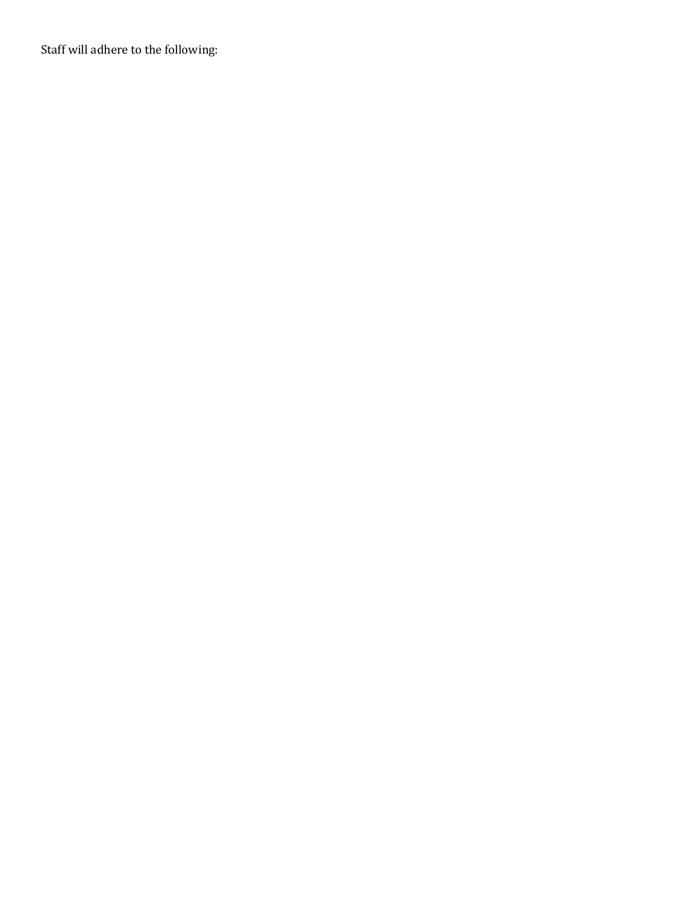Staff will adhere to the following: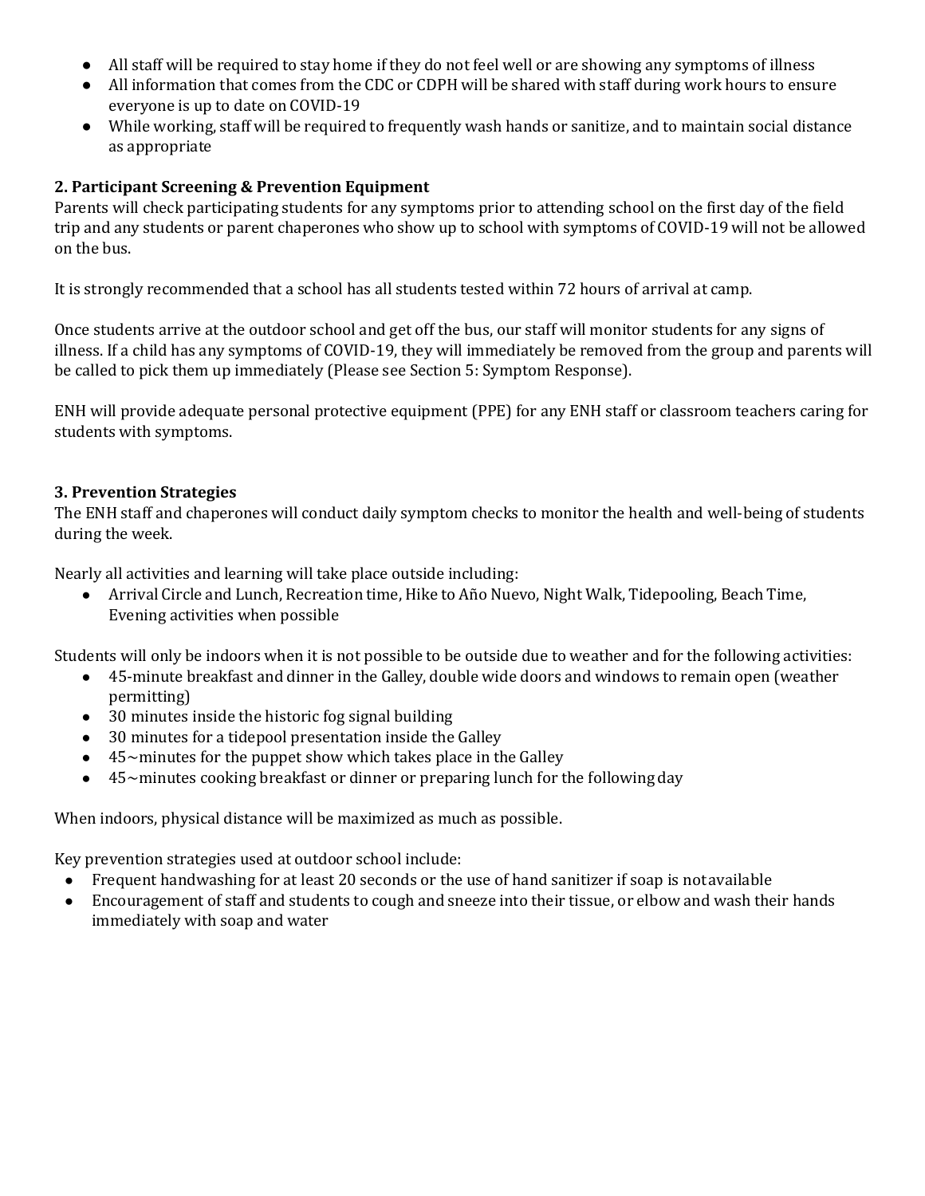- All staff will be required to stay home if they do not feel well or are showing any symptoms of illness
- All information that comes from the CDC or CDPH will be shared with staff during work hours to ensure everyone is up to date on COVID-19
- While working, staff will be required to frequently wash hands or sanitize, and to maintain social distance as appropriate

**2. Participant Screening & Prevention Equipment**

Parents will check participating students for any symptoms prior to attending school on the first day of the field trip and any students or parent chaperones who show up to school with symptoms of COVID-19 will not be allowed on the bus.

It is strongly recommended that a school has all students tested within 72 hours of arrival at camp.

Once students arrive at the outdoor school and get off the bus, our staff will monitor students for any signs of illness. If a child has any symptoms of COVID-19, they will immediately be removed from the group and parents will be called to pick them up immediately (Please see Section 5: Symptom Response).

ENH will provide adequate personal protective equipment (PPE) for any ENH staff or classroom teachers caring for students with symptoms.

**3. Prevention Strategies**

The ENH staff and chaperones will conduct daily symptom checks to monitor the health and well-being of students during the week.

Nearly all activities and learning will take place outside including:

- Arrival Circle and Lunch, Recreation time, Hike to Año Nuevo, Night Walk, Tidepooling, Beach Time, Evening activities when possible

Students will only be indoors when it is not possible to be outside due to weather and for the following activities:

- 45-minute breakfast and dinner in the Galley, double wide doors and windows to remain open (weather permitting)
- 30 minutes inside the historic fog signal building
- 30 minutes for a tidepool presentation inside the Galley
- 45~minutes for the puppet show which takes place in the Galley
- 45~minutes cooking breakfast or dinner or preparing lunch for the following day

When indoors, physical distance will be maximized as much as possible.

Key prevention strategies used at outdoor school include:

- Frequent handwashing for at least 20 seconds or the use of hand sanitizer if soap is not available
- Encouragement of staff and students to cough and sneeze into their tissue, or elbow and wash their hands immediately with soap and water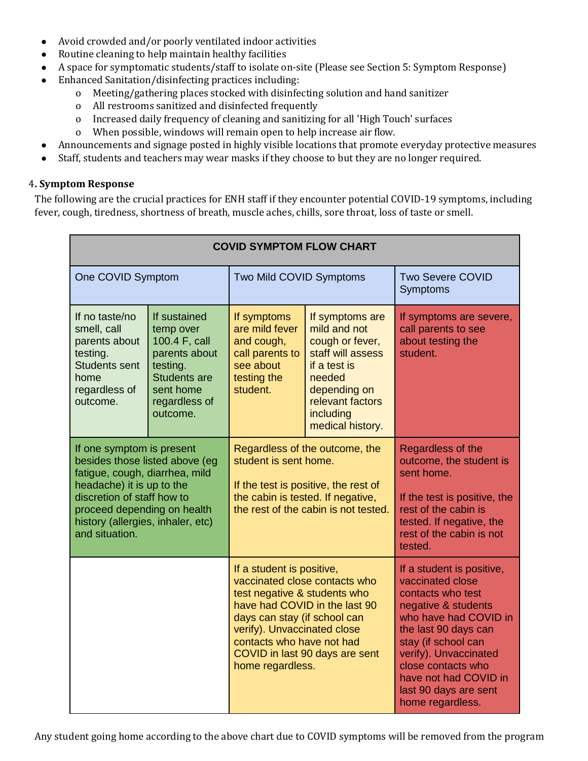- Avoid crowded and/or poorly ventilated indoor activities
- Routine cleaning to help maintain healthy facilities
- A space for symptomatic students/staff to isolate on-site (Please see Section 5: Symptom Response)
- Enhanced Sanitation/disinfecting practices including:
    - Meeting/gathering places stocked with disinfecting solution and hand sanitizer
    - All restrooms sanitized and disinfected frequently
    - Increased daily frequency of cleaning and sanitizing for all 'High Touch' surfaces
    - When possible, windows will remain open to help increase air flow.
- Announcements and signage posted in highly visible locations that promote everyday protective measures
- Staff, students and teachers may wear masks if they choose to but they are no longer required.

4. **Symptom Response**

The following are the crucial practices for ENH staff if they encounter potential COVID-19 symptoms, including fever, cough, tiredness, shortness of breath, muscle aches, chills, sore throat, loss of taste or smell.

| COVID SYMPTOM FLOW CHART | | | | |
|---|---|---|---|---|
| One COVID Symptom | | Two Mild COVID Symptoms | | Two Severe COVID Symptoms |
| If no taste/no smell, call parents about testing. Students sent home regardless of outcome. | If sustained temp over 100.4 F, call parents about testing. Students are sent home regardless of outcome. | If symptoms are mild fever and cough, call parents to see about testing the student. | If symptoms are mild and not cough or fever, staff will assess if a test is needed depending on relevant factors including medical history. | If symptoms are severe, call parents to see about testing the student. |
| If one symptom is present besides those listed above (eg fatigue, cough, diarrhea, mild headache) it is up to the discretion of staff how to proceed depending on health history (allergies, inhaler, etc) and situation. | | Regardless of the outcome, the student is sent home.<br><br>If the test is positive, the rest of the cabin is tested. If negative, the rest of the cabin is not tested. | | Regardless of the outcome, the student is sent home.<br><br>If the test is positive, the rest of the cabin is tested. If negative, the rest of the cabin is not tested. |
| | | If a student is positive, vaccinated close contacts who test negative & students who have had COVID in the last 90 days can stay (if school can verify). Unvaccinated close contacts who have not had COVID in last 90 days are sent home regardless. | | If a student is positive, vaccinated close contacts who test negative & students who have had COVID in the last 90 days can stay (if school can verify). Unvaccinated close contacts who have not had COVID in last 90 days are sent home regardless. |

Any student going home according to the above chart due to COVID symptoms will be removed from the program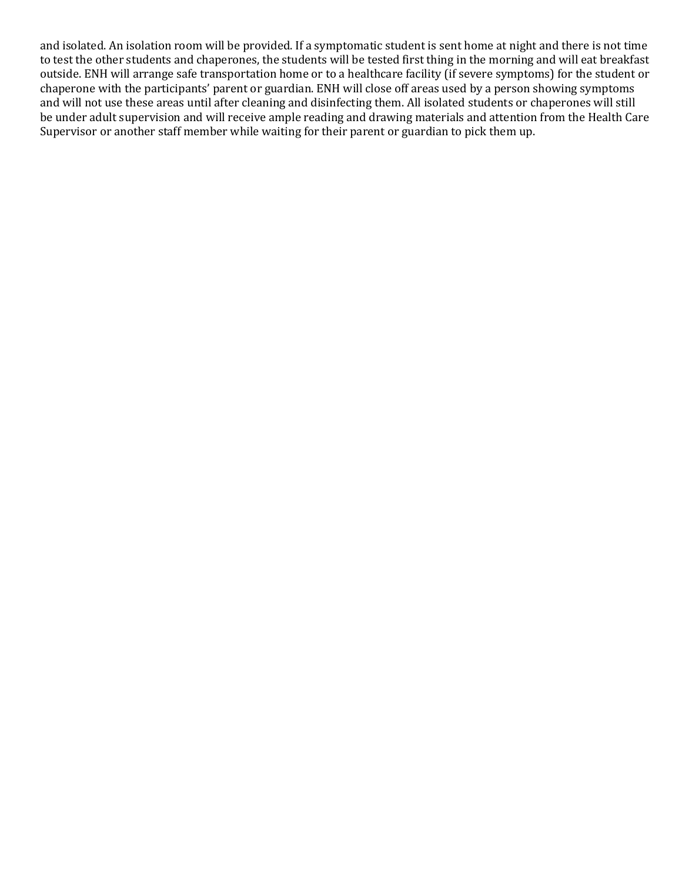and isolated. An isolation room will be provided. If a symptomatic student is sent home at night and there is not time to test the other students and chaperones, the students will be tested first thing in the morning and will eat breakfast outside. ENH will arrange safe transportation home or to a healthcare facility (if severe symptoms) for the student or chaperone with the participants' parent or guardian. ENH will close off areas used by a person showing symptoms and will not use these areas until after cleaning and disinfecting them. All isolated students or chaperones will still be under adult supervision and will receive ample reading and drawing materials and attention from the Health Care Supervisor or another staff member while waiting for their parent or guardian to pick them up.